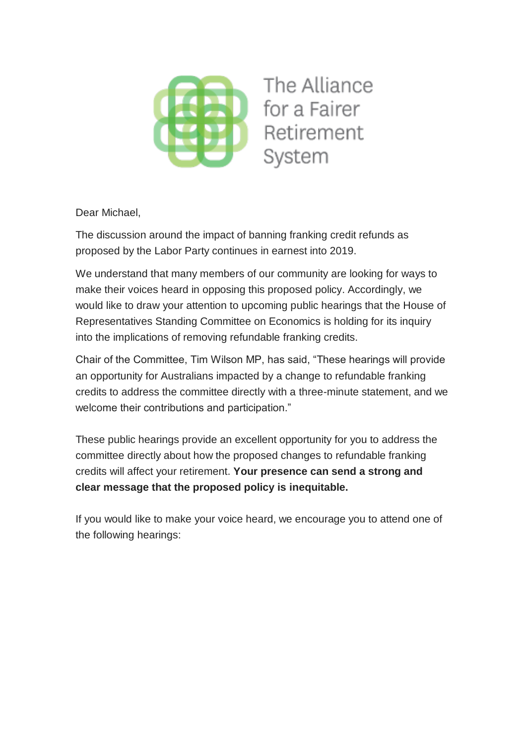The Alliance for a Fairer Retirement System

Dear Michael,

The discussion around the impact of banning franking credit refunds as proposed by the Labor Party continues in earnest into 2019.

We understand that many members of our community are looking for ways to make their voices heard in opposing this proposed policy. Accordingly, we would like to draw your attention to upcoming public hearings that the House of Representatives Standing Committee on Economics is holding for its inquiry into the implications of removing refundable franking credits.

Chair of the Committee, Tim Wilson MP, has said, "These hearings will provide an opportunity for Australians impacted by a change to refundable franking credits to address the committee directly with a three-minute statement, and we welcome their contributions and participation."

These public hearings provide an excellent opportunity for you to address the committee directly about how the proposed changes to refundable franking credits will affect your retirement. **Your presence can send a strong and clear message that the proposed policy is inequitable.**

If you would like to make your voice heard, we encourage you to attend one of the following hearings: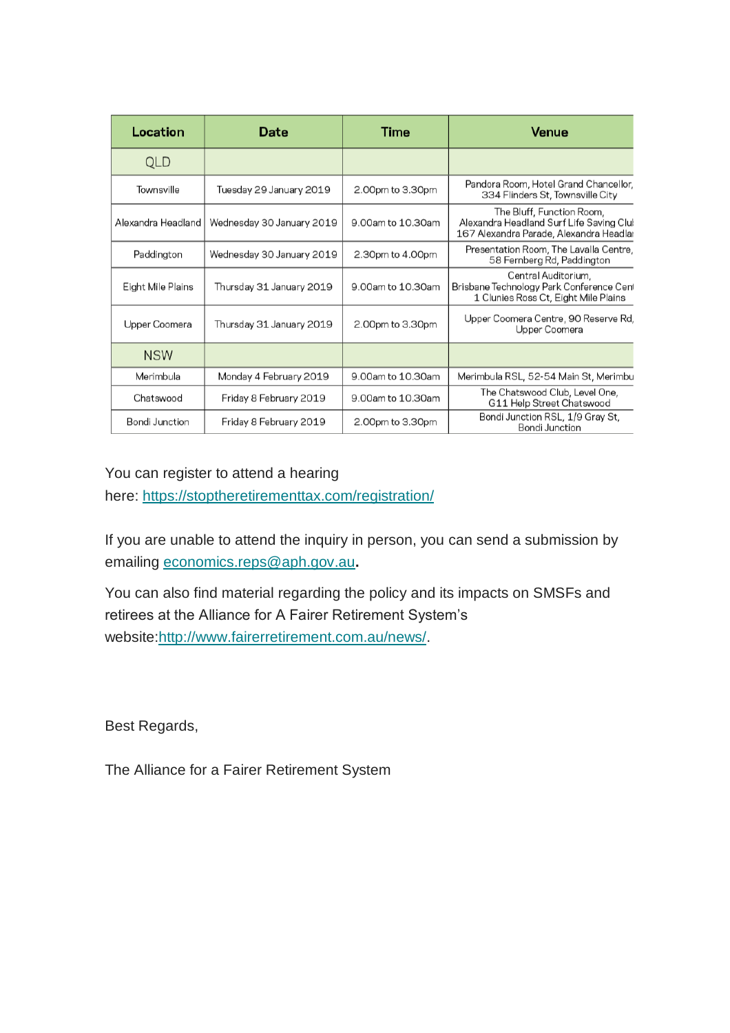| Location | Date | Time | Venue |
| --- | --- | --- | --- |
| QLD | | | |
| Townsville | Tuesday 29 January 2019 | 2.00pm to 3.30pm | Pandora Room, Hotel Grand Chancellor, 334 Flinders St, Townsville City |
| Alexandra Headland | Wednesday 30 January 2019 | 9.00am to 10.30am | The Bluff, Function Room, Alexandra Headland Surf Life Saving Clul 167 Alexandra Parade, Alexandra Headlar |
| Paddington | Wednesday 30 January 2019 | 2.30pm to 4.00pm | Presentation Room, The Lavalla Centre, 58 Fernberg Rd, Paddington |
| Eight Mile Plains | Thursday 31 January 2019 | 9.00am to 10.30am | Central Auditorium, Brisbane Technology Park Conference Cent 1 Clunies Ross Ct, Eight Mile Plains |
| Upper Coomera | Thursday 31 January 2019 | 2.00pm to 3.30pm | Upper Coomera Centre, 90 Reserve Rd, Upper Coomera |
| NSW | | | |
| Merimbula | Monday 4 February 2019 | 9.00am to 10.30am | Merimbula RSL, 52-54 Main St, Merimbu |
| Chatswood | Friday 8 February 2019 | 9.00am to 10.30am | The Chatswood Club, Level One, G11 Help Street Chatswood |
| Bondi Junction | Friday 8 February 2019 | 2.00pm to 3.30pm | Bondi Junction RSL, 1/9 Gray St, Bondi Junction |

You can register to attend a hearing here: https://stoptheretirementtax.com/registration/

If you are unable to attend the inquiry in person, you can send a submission by emailing economics.reps@aph.gov.au.

You can also find material regarding the policy and its impacts on SMSFs and retirees at the Alliance for A Fairer Retirement System's website:http://www.fairerretirement.com.au/news/.

Best Regards,

The Alliance for a Fairer Retirement System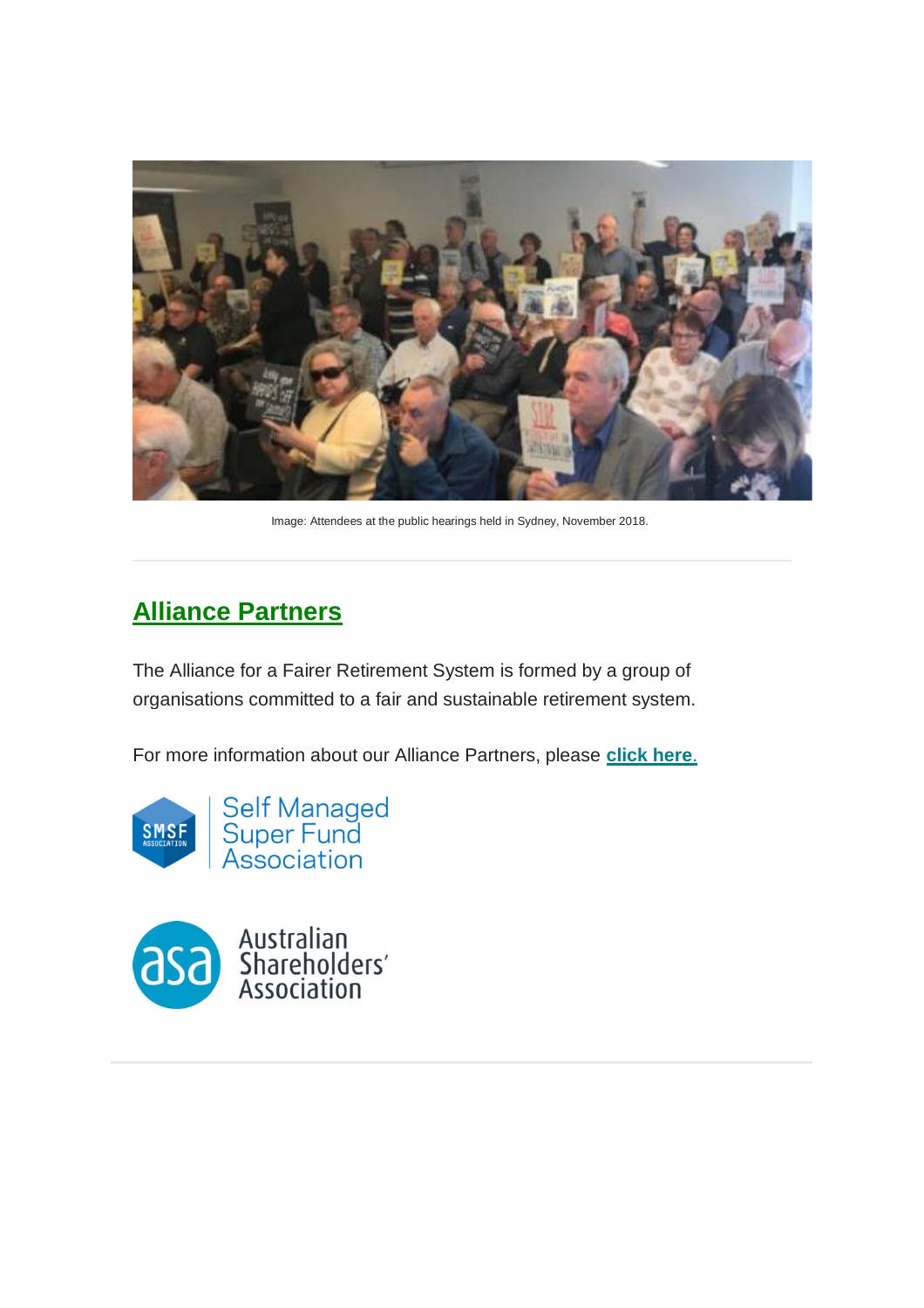Image: Attendees at the public hearings held in Sydney, November 2018.

---

## Alliance Partners

The Alliance for a Fairer Retirement System is formed by a group of organisations committed to a fair and sustainable retirement system.

For more information about our Alliance Partners, please **click here.**

---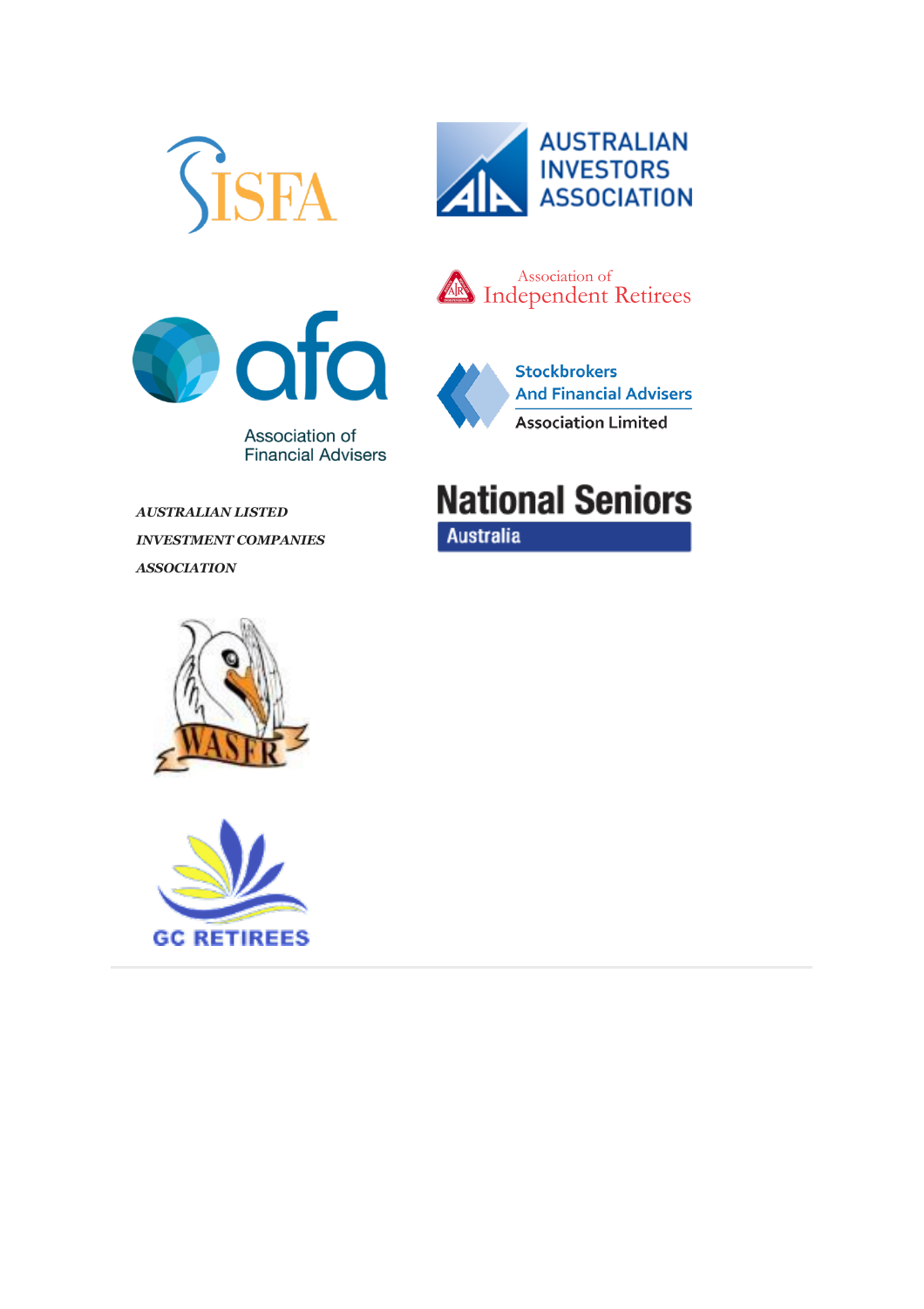ISFA

AUSTRALIAN INVESTORS ASSOCIATION

Association of Independent Retirees

afa

Association of Financial Advisers

Stockbrokers And Financial Advisers Association Limited

*AUSTRALIAN LISTED*

*INVESTMENT COMPANIES*

*ASSOCIATION*

National Seniors Australia

WASFR

GC RETIREES